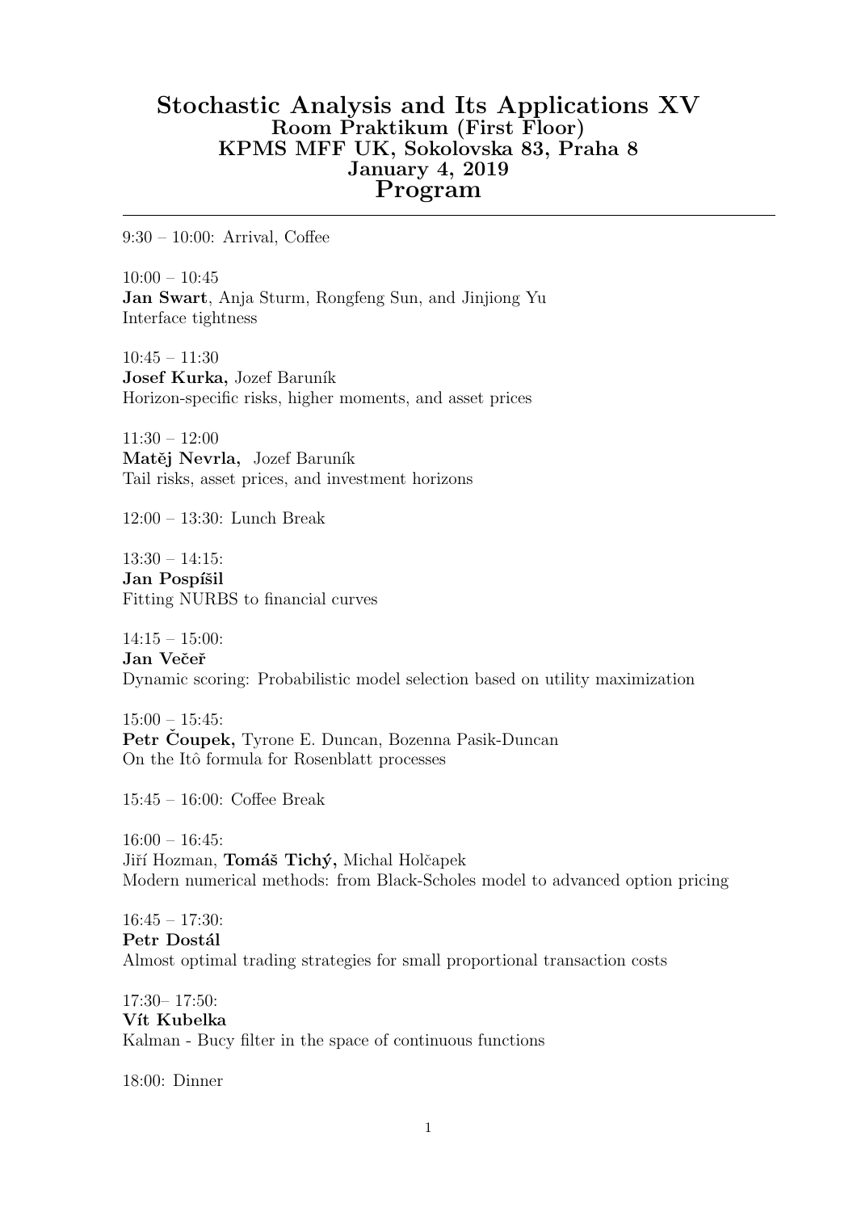# Stochastic Analysis and Its Applications XV

**Room Praktikum (First Floor)**
**KPMS MFF UK, Sokolovska 83, Praha 8**
**January 4, 2019**

## Program

---

9:30 – 10:00: Arrival, Coffee

10:00 – 10:45
**Jan Swart**, Anja Sturm, Rongfeng Sun, and Jinjiong Yu
Interface tightness

10:45 – 11:30
**Josef Kurka,** Jozef Baruník
Horizon-specific risks, higher moments, and asset prices

11:30 – 12:00
**Matěj Nevrla,** Jozef Baruník
Tail risks, asset prices, and investment horizons

12:00 – 13:30: Lunch Break

13:30 – 14:15:
**Jan Pospíšil**
Fitting NURBS to financial curves

14:15 – 15:00:
**Jan Večeř**
Dynamic scoring: Probabilistic model selection based on utility maximization

15:00 – 15:45:
**Petr Čoupek,** Tyrone E. Duncan, Bozenna Pasik-Duncan
On the Itô formula for Rosenblatt processes

15:45 – 16:00: Coffee Break

16:00 – 16:45:
Jiří Hozman, **Tomáš Tichý,** Michal Holčapek
Modern numerical methods: from Black-Scholes model to advanced option pricing

16:45 – 17:30:
**Petr Dostál**
Almost optimal trading strategies for small proportional transaction costs

17:30– 17:50:
**Vít Kubelka**
Kalman - Bucy filter in the space of continuous functions

18:00: Dinner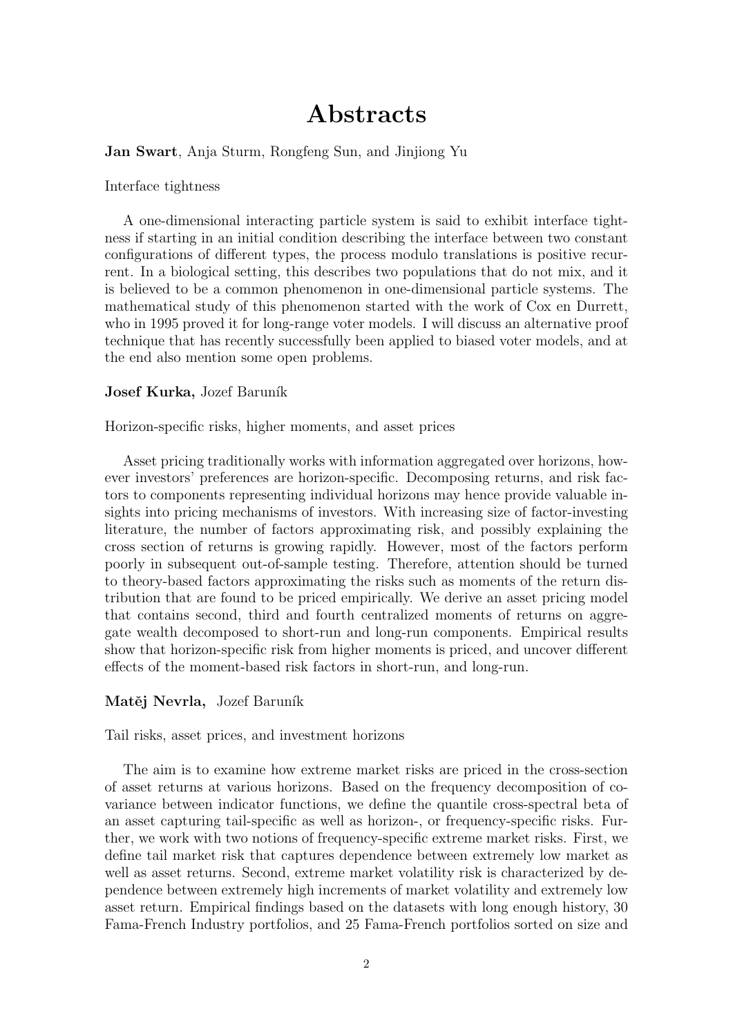# Abstracts

**Jan Swart**, Anja Sturm, Rongfeng Sun, and Jinjiong Yu

Interface tightness

A one-dimensional interacting particle system is said to exhibit interface tightness if starting in an initial condition describing the interface between two constant configurations of different types, the process modulo translations is positive recurrent. In a biological setting, this describes two populations that do not mix, and it is believed to be a common phenomenon in one-dimensional particle systems. The mathematical study of this phenomenon started with the work of Cox en Durrett, who in 1995 proved it for long-range voter models. I will discuss an alternative proof technique that has recently successfully been applied to biased voter models, and at the end also mention some open problems.

**Josef Kurka,** Jozef Baruník

Horizon-specific risks, higher moments, and asset prices

Asset pricing traditionally works with information aggregated over horizons, however investors' preferences are horizon-specific. Decomposing returns, and risk factors to components representing individual horizons may hence provide valuable insights into pricing mechanisms of investors. With increasing size of factor-investing literature, the number of factors approximating risk, and possibly explaining the cross section of returns is growing rapidly. However, most of the factors perform poorly in subsequent out-of-sample testing. Therefore, attention should be turned to theory-based factors approximating the risks such as moments of the return distribution that are found to be priced empirically. We derive an asset pricing model that contains second, third and fourth centralized moments of returns on aggregate wealth decomposed to short-run and long-run components. Empirical results show that horizon-specific risk from higher moments is priced, and uncover different effects of the moment-based risk factors in short-run, and long-run.

**Matěj Nevrla,** Jozef Baruník

Tail risks, asset prices, and investment horizons

The aim is to examine how extreme market risks are priced in the cross-section of asset returns at various horizons. Based on the frequency decomposition of covariance between indicator functions, we define the quantile cross-spectral beta of an asset capturing tail-specific as well as horizon-, or frequency-specific risks. Further, we work with two notions of frequency-specific extreme market risks. First, we define tail market risk that captures dependence between extremely low market as well as asset returns. Second, extreme market volatility risk is characterized by dependence between extremely high increments of market volatility and extremely low asset return. Empirical findings based on the datasets with long enough history, 30 Fama-French Industry portfolios, and 25 Fama-French portfolios sorted on size and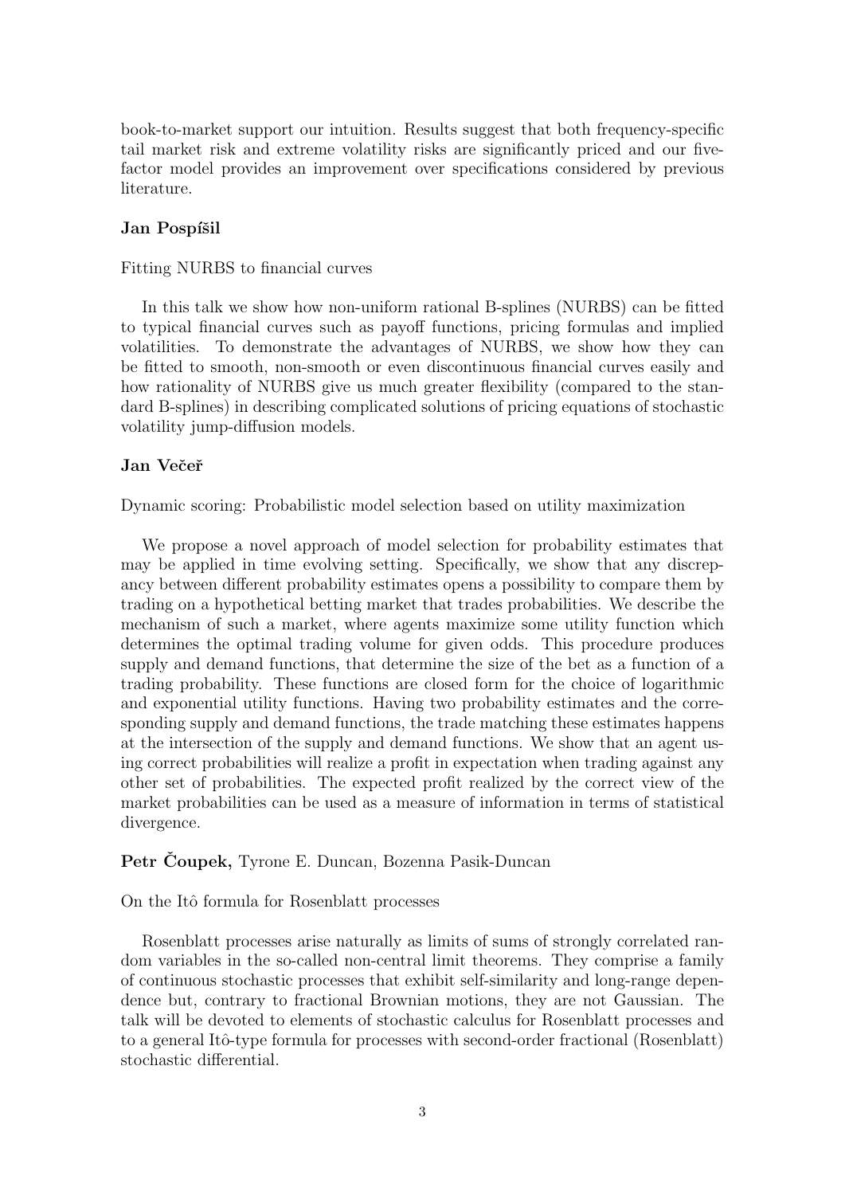book-to-market support our intuition. Results suggest that both frequency-specific tail market risk and extreme volatility risks are significantly priced and our five-factor model provides an improvement over specifications considered by previous literature.

**Jan Pospíšil**

Fitting NURBS to financial curves

In this talk we show how non-uniform rational B-splines (NURBS) can be fitted to typical financial curves such as payoff functions, pricing formulas and implied volatilities. To demonstrate the advantages of NURBS, we show how they can be fitted to smooth, non-smooth or even discontinuous financial curves easily and how rationality of NURBS give us much greater flexibility (compared to the standard B-splines) in describing complicated solutions of pricing equations of stochastic volatility jump-diffusion models.

**Jan Večeř**

Dynamic scoring: Probabilistic model selection based on utility maximization

We propose a novel approach of model selection for probability estimates that may be applied in time evolving setting. Specifically, we show that any discrepancy between different probability estimates opens a possibility to compare them by trading on a hypothetical betting market that trades probabilities. We describe the mechanism of such a market, where agents maximize some utility function which determines the optimal trading volume for given odds. This procedure produces supply and demand functions, that determine the size of the bet as a function of a trading probability. These functions are closed form for the choice of logarithmic and exponential utility functions. Having two probability estimates and the corresponding supply and demand functions, the trade matching these estimates happens at the intersection of the supply and demand functions. We show that an agent using correct probabilities will realize a profit in expectation when trading against any other set of probabilities. The expected profit realized by the correct view of the market probabilities can be used as a measure of information in terms of statistical divergence.

**Petr Čoupek,** Tyrone E. Duncan, Bozenna Pasik-Duncan

On the Itô formula for Rosenblatt processes

Rosenblatt processes arise naturally as limits of sums of strongly correlated random variables in the so-called non-central limit theorems. They comprise a family of continuous stochastic processes that exhibit self-similarity and long-range dependence but, contrary to fractional Brownian motions, they are not Gaussian. The talk will be devoted to elements of stochastic calculus for Rosenblatt processes and to a general Itô-type formula for processes with second-order fractional (Rosenblatt) stochastic differential.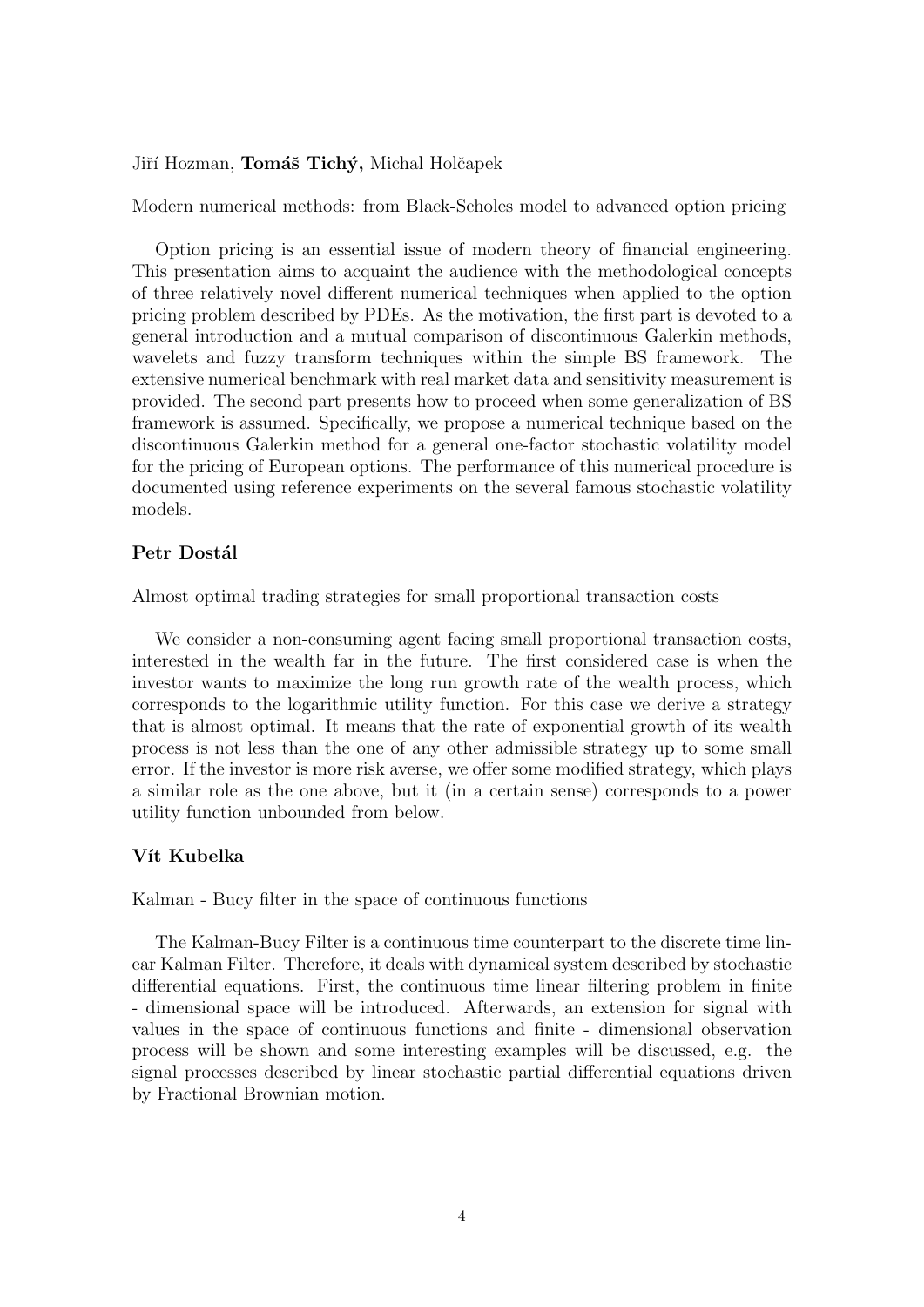Jiří Hozman, **Tomáš Tichý,** Michal Holčapek

Modern numerical methods: from Black-Scholes model to advanced option pricing

Option pricing is an essential issue of modern theory of financial engineering. This presentation aims to acquaint the audience with the methodological concepts of three relatively novel different numerical techniques when applied to the option pricing problem described by PDEs. As the motivation, the first part is devoted to a general introduction and a mutual comparison of discontinuous Galerkin methods, wavelets and fuzzy transform techniques within the simple BS framework. The extensive numerical benchmark with real market data and sensitivity measurement is provided. The second part presents how to proceed when some generalization of BS framework is assumed. Specifically, we propose a numerical technique based on the discontinuous Galerkin method for a general one-factor stochastic volatility model for the pricing of European options. The performance of this numerical procedure is documented using reference experiments on the several famous stochastic volatility models.

**Petr Dostál**

Almost optimal trading strategies for small proportional transaction costs

We consider a non-consuming agent facing small proportional transaction costs, interested in the wealth far in the future. The first considered case is when the investor wants to maximize the long run growth rate of the wealth process, which corresponds to the logarithmic utility function. For this case we derive a strategy that is almost optimal. It means that the rate of exponential growth of its wealth process is not less than the one of any other admissible strategy up to some small error. If the investor is more risk averse, we offer some modified strategy, which plays a similar role as the one above, but it (in a certain sense) corresponds to a power utility function unbounded from below.

**Vít Kubelka**

Kalman - Bucy filter in the space of continuous functions

The Kalman-Bucy Filter is a continuous time counterpart to the discrete time linear Kalman Filter. Therefore, it deals with dynamical system described by stochastic differential equations. First, the continuous time linear filtering problem in finite - dimensional space will be introduced. Afterwards, an extension for signal with values in the space of continuous functions and finite - dimensional observation process will be shown and some interesting examples will be discussed, e.g. the signal processes described by linear stochastic partial differential equations driven by Fractional Brownian motion.